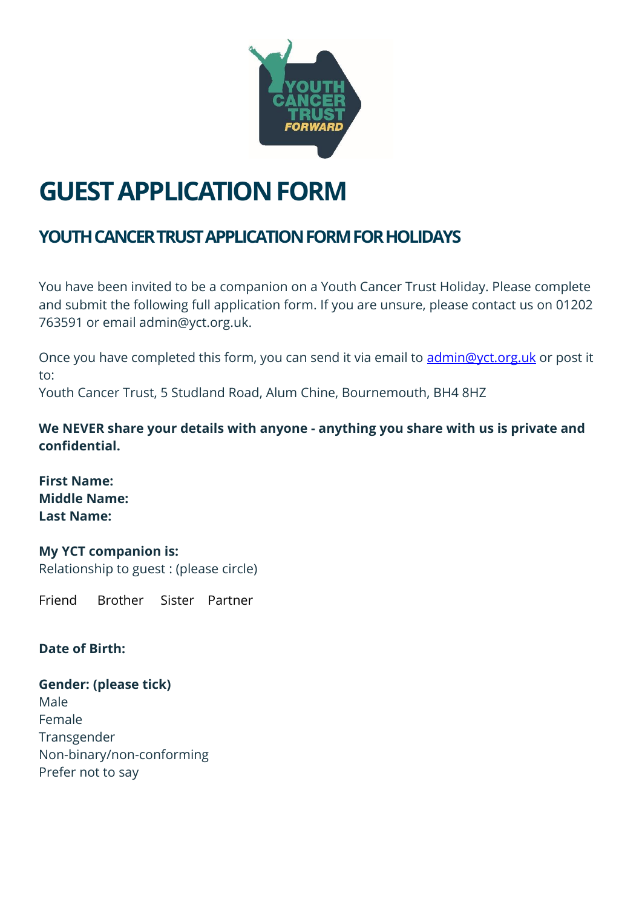# GUEST APPLICATION FORM

## YOUTH CANCER TRUST APPLICATION FORM FOR HOLIDAYS

You have been invited to be a companion on a Youth Cancer Trust Holiday. Please complete and submit the following full application form. If you are unsure, please contact us on 01202 763591 or email admin@yct.org.uk.

Once you have completed this form, you can send it via email to admin@yct.org.uk or post it to:
Youth Cancer Trust, 5 Studland Road, Alum Chine, Bournemouth, BH4 8HZ

**We NEVER share your details with anyone - anything you share with us is private and confidential.**

**First Name:**
**Middle Name:**
**Last Name:**

**My YCT companion is:**
Relationship to guest : (please circle)

Friend Brother Sister Partner

**Date of Birth:**

**Gender: (please tick)**
Male
Female
Transgender
Non-binary/non-conforming
Prefer not to say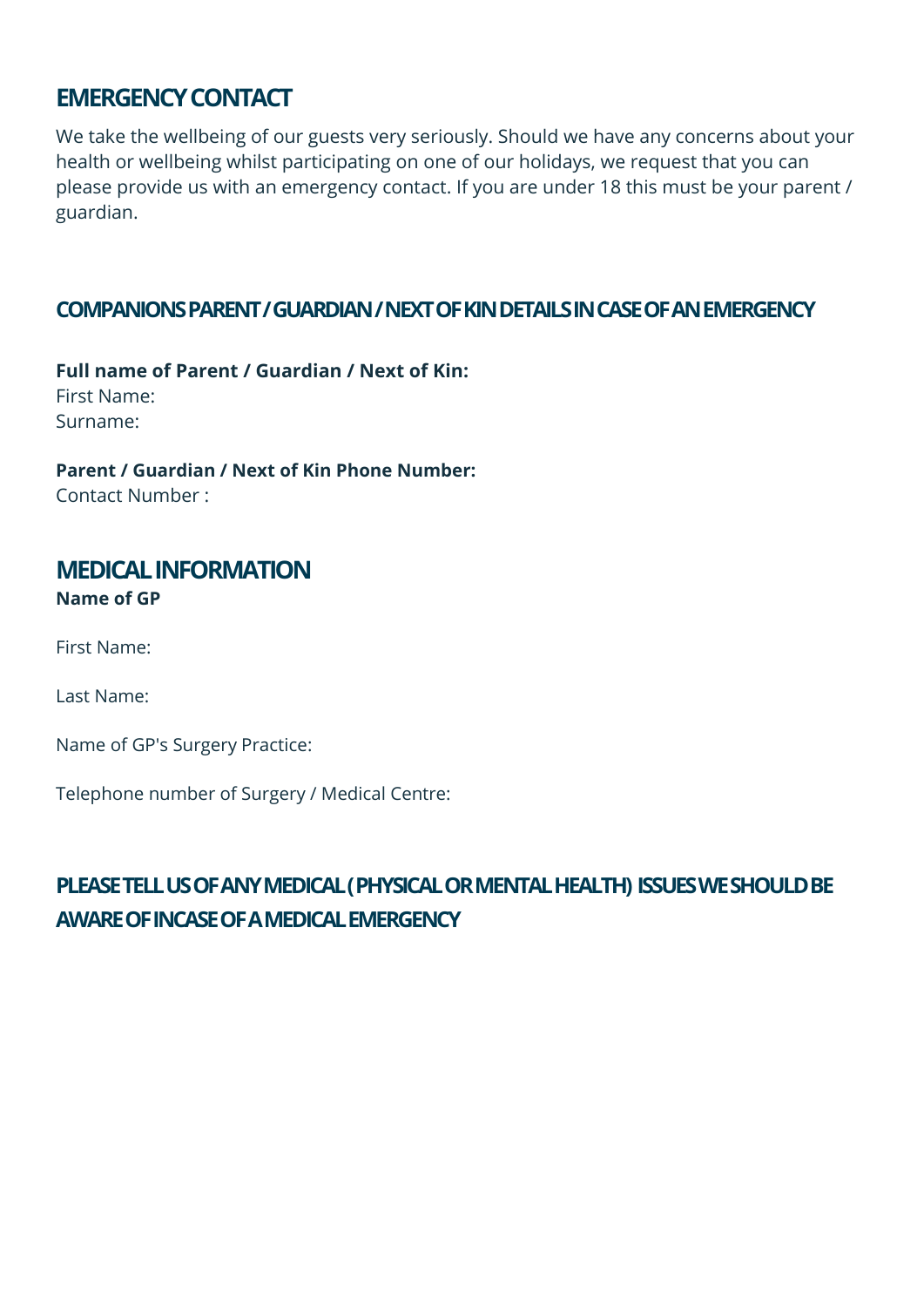## EMERGENCY CONTACT

We take the wellbeing of our guests very seriously. Should we have any concerns about your health or wellbeing whilst participating on one of our holidays, we request that you can please provide us with an emergency contact. If you are under 18 this must be your parent / guardian.

### COMPANIONS PARENT / GUARDIAN / NEXT OF KIN DETAILS IN CASE OF AN EMERGENCY

**Full name of Parent / Guardian / Next of Kin:**
First Name:
Surname:

**Parent / Guardian / Next of Kin Phone Number:**
Contact Number :

## MEDICAL INFORMATION

**Name of GP**

First Name:

Last Name:

Name of GP's Surgery Practice:

Telephone number of Surgery / Medical Centre:

### PLEASE TELL US OF ANY MEDICAL ( PHYSICAL OR MENTAL HEALTH) ISSUES WE SHOULD BE AWARE OF INCASE OF A MEDICAL EMERGENCY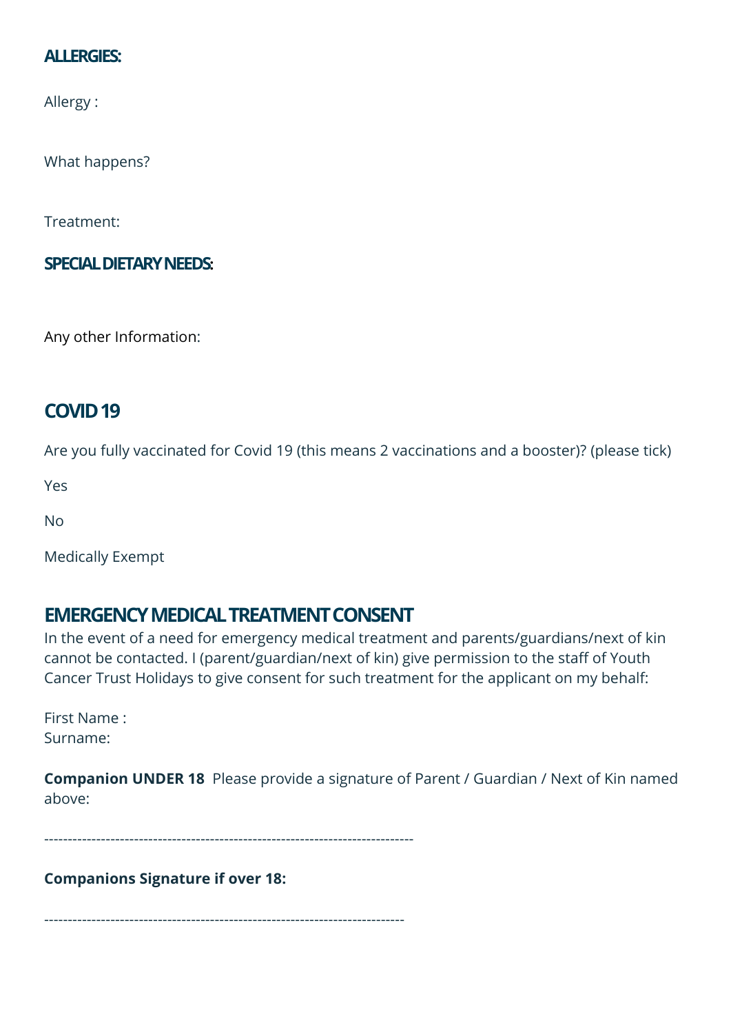## ALLERGIES:

Allergy :

What happens?

Treatment:

## SPECIAL DIETARY NEEDS:

Any other Information:

## COVID 19

Are you fully vaccinated for Covid 19 (this means 2 vaccinations and a booster)? (please tick)

Yes

No

Medically Exempt

## EMERGENCY MEDICAL TREATMENT CONSENT

In the event of a need for emergency medical treatment and parents/guardians/next of kin cannot be contacted. I (parent/guardian/next of kin) give permission to the staff of Youth Cancer Trust Holidays to give consent for such treatment for the applicant on my behalf:

First Name :
Surname:

**Companion UNDER 18** Please provide a signature of Parent / Guardian / Next of Kin named above:

------------------------------------------------------------------------------

**Companions Signature if over 18:**

----------------------------------------------------------------------------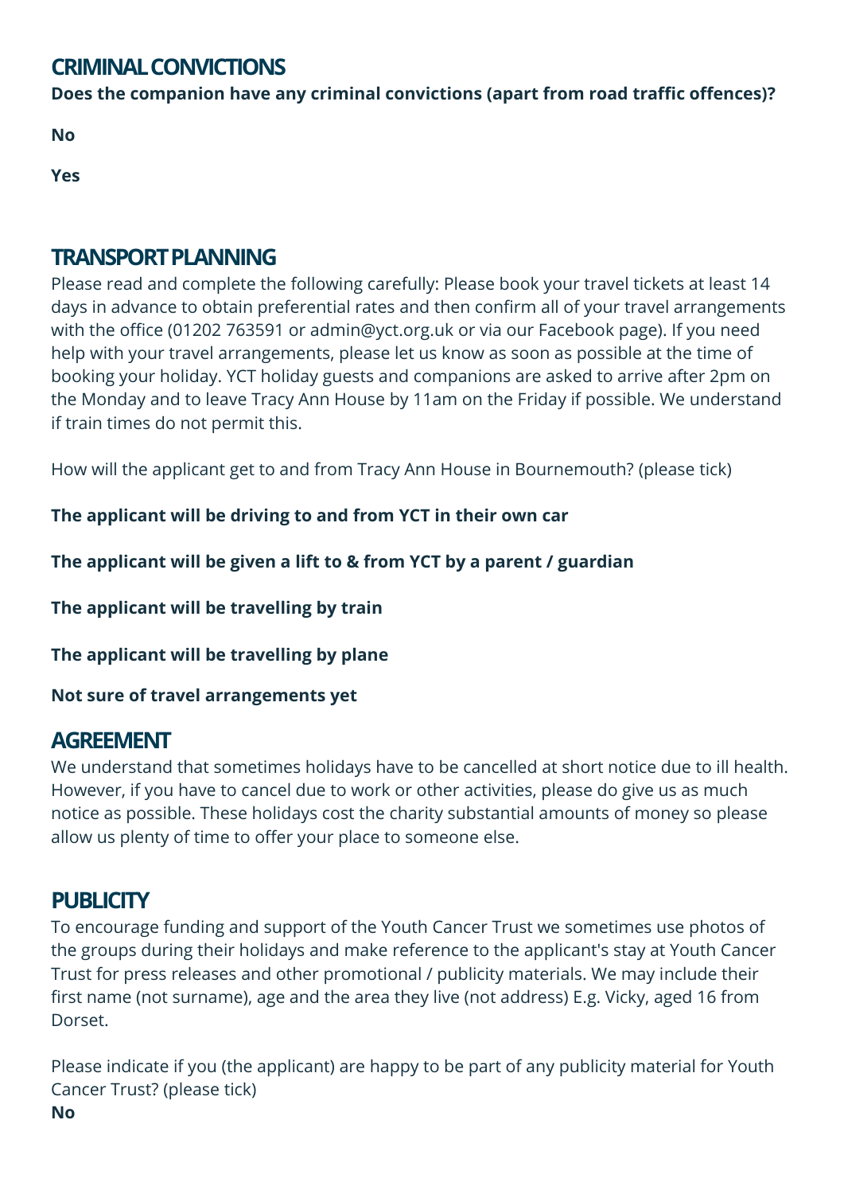## CRIMINAL CONVICTIONS

**Does the companion have any criminal convictions (apart from road traffic offences)?**

**No**

**Yes**

## TRANSPORT PLANNING

Please read and complete the following carefully: Please book your travel tickets at least 14 days in advance to obtain preferential rates and then confirm all of your travel arrangements with the office (01202 763591 or admin@yct.org.uk or via our Facebook page). If you need help with your travel arrangements, please let us know as soon as possible at the time of booking your holiday. YCT holiday guests and companions are asked to arrive after 2pm on the Monday and to leave Tracy Ann House by 11am on the Friday if possible. We understand if train times do not permit this.

How will the applicant get to and from Tracy Ann House in Bournemouth? (please tick)

**The applicant will be driving to and from YCT in their own car**

**The applicant will be given a lift to & from YCT by a parent / guardian**

**The applicant will be travelling by train**

**The applicant will be travelling by plane**

**Not sure of travel arrangements yet**

## AGREEMENT

We understand that sometimes holidays have to be cancelled at short notice due to ill health. However, if you have to cancel due to work or other activities, please do give us as much notice as possible. These holidays cost the charity substantial amounts of money so please allow us plenty of time to offer your place to someone else.

## PUBLICITY

To encourage funding and support of the Youth Cancer Trust we sometimes use photos of the groups during their holidays and make reference to the applicant's stay at Youth Cancer Trust for press releases and other promotional / publicity materials. We may include their first name (not surname), age and the area they live (not address) E.g. Vicky, aged 16 from Dorset.

Please indicate if you (the applicant) are happy to be part of any publicity material for Youth Cancer Trust? (please tick)

**No**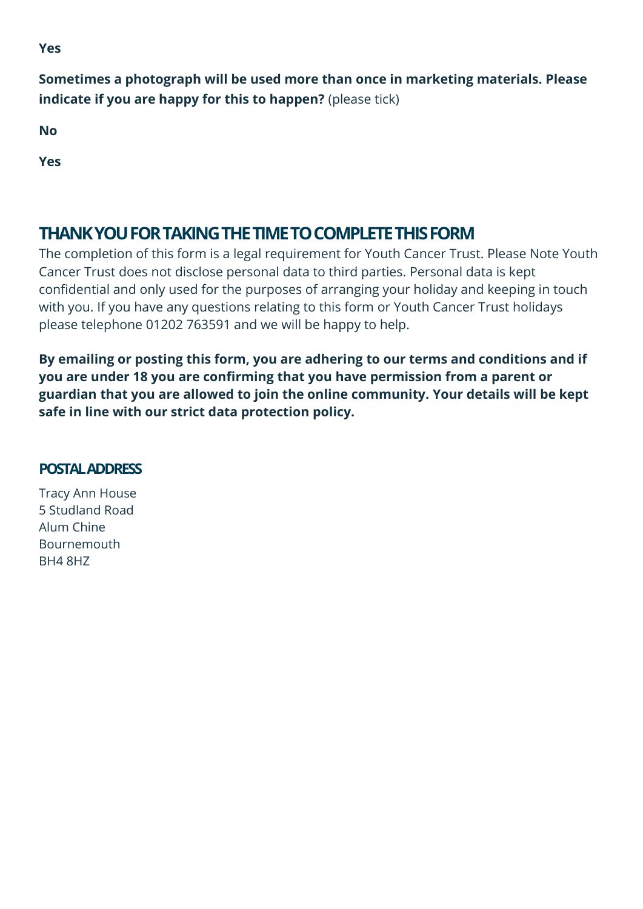**Yes**

**Sometimes a photograph will be used more than once in marketing materials. Please indicate if you are happy for this to happen?** (please tick)

**No**

**Yes**

## THANK YOU FOR TAKING THE TIME TO COMPLETE THIS FORM

The completion of this form is a legal requirement for Youth Cancer Trust. Please Note Youth Cancer Trust does not disclose personal data to third parties. Personal data is kept confidential and only used for the purposes of arranging your holiday and keeping in touch with you. If you have any questions relating to this form or Youth Cancer Trust holidays please telephone 01202 763591 and we will be happy to help.

**By emailing or posting this form, you are adhering to our terms and conditions and if you are under 18 you are confirming that you have permission from a parent or guardian that you are allowed to join the online community. Your details will be kept safe in line with our strict data protection policy.**

### POSTAL ADDRESS

Tracy Ann House
5 Studland Road
Alum Chine
Bournemouth
BH4 8HZ